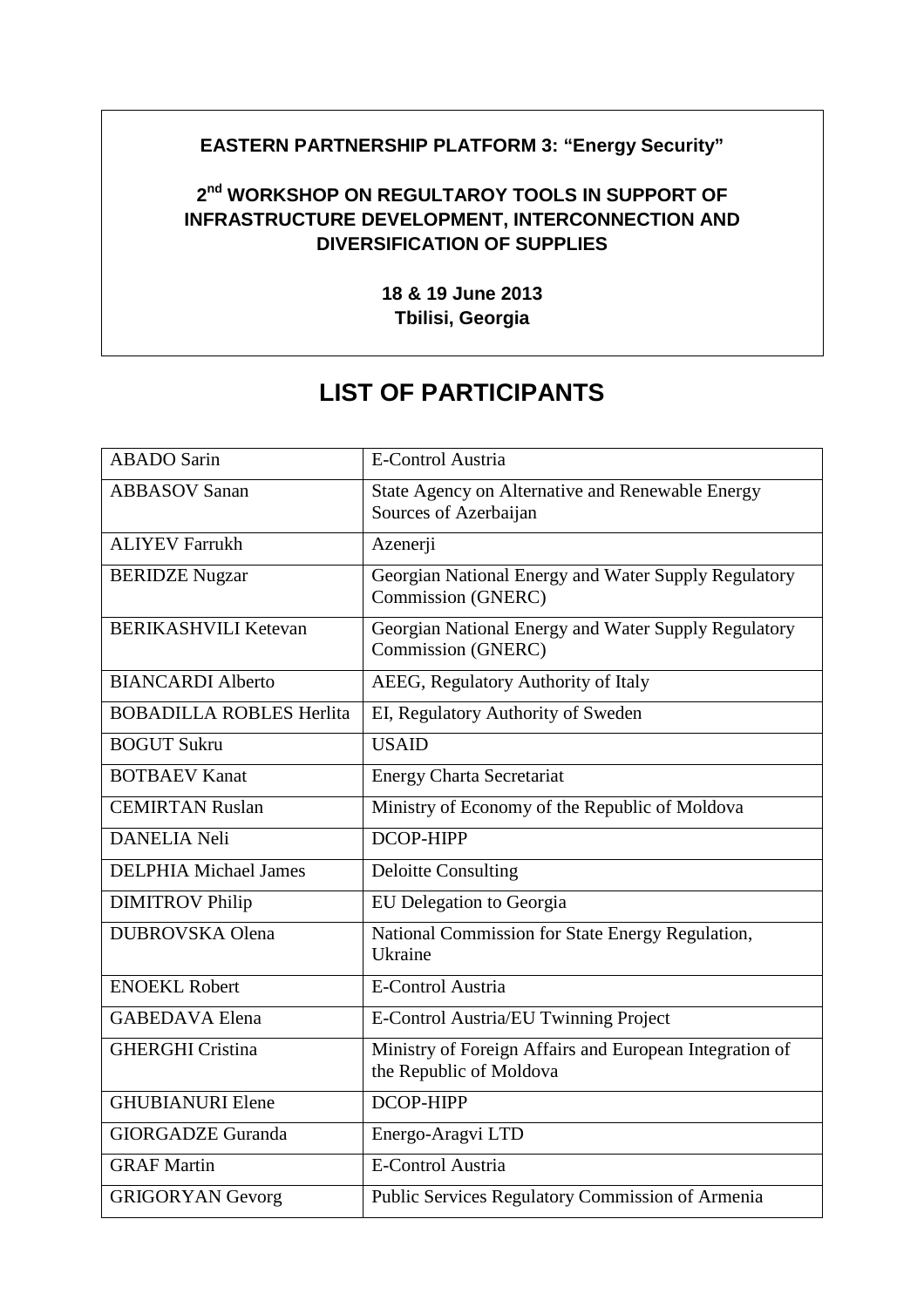**EASTERN PARTNERSHIP PLATFORM 3: "Energy Security"**

**2nd WORKSHOP ON REGULTAROY TOOLS IN SUPPORT OF INFRASTRUCTURE DEVELOPMENT, INTERCONNECTION AND DIVERSIFICATION OF SUPPLIES**

**18 & 19 June 2013**
**Tbilisi, Georgia**

# LIST OF PARTICIPANTS

| | |
|---|---|
| ABADO Sarin | E-Control Austria |
| ABBASOV Sanan | State Agency on Alternative and Renewable Energy Sources of Azerbaijan |
| ALIYEV Farrukh | Azenerji |
| BERIDZE Nugzar | Georgian National Energy and Water Supply Regulatory Commission (GNERC) |
| BERIKASHVILI Ketevan | Georgian National Energy and Water Supply Regulatory Commission (GNERC) |
| BIANCARDI Alberto | AEEG, Regulatory Authority of Italy |
| BOBADILLA ROBLES Herlita | EI, Regulatory Authority of Sweden |
| BOGUT Sukru | USAID |
| BOTBAEV Kanat | Energy Charta Secretariat |
| CEMIRTAN Ruslan | Ministry of Economy of the Republic of Moldova |
| DANELIA Neli | DCOP-HIPP |
| DELPHIA Michael James | Deloitte Consulting |
| DIMITROV Philip | EU Delegation to Georgia |
| DUBROVSKA Olena | National Commission for State Energy Regulation, Ukraine |
| ENOEKL Robert | E-Control Austria |
| GABEDAVA Elena | E-Control Austria/EU Twinning Project |
| GHERGHI Cristina | Ministry of Foreign Affairs and European Integration of the Republic of Moldova |
| GHUBIANURI Elene | DCOP-HIPP |
| GIORGADZE Guranda | Energo-Aragvi LTD |
| GRAF Martin | E-Control Austria |
| GRIGORYAN Gevorg | Public Services Regulatory Commission of Armenia |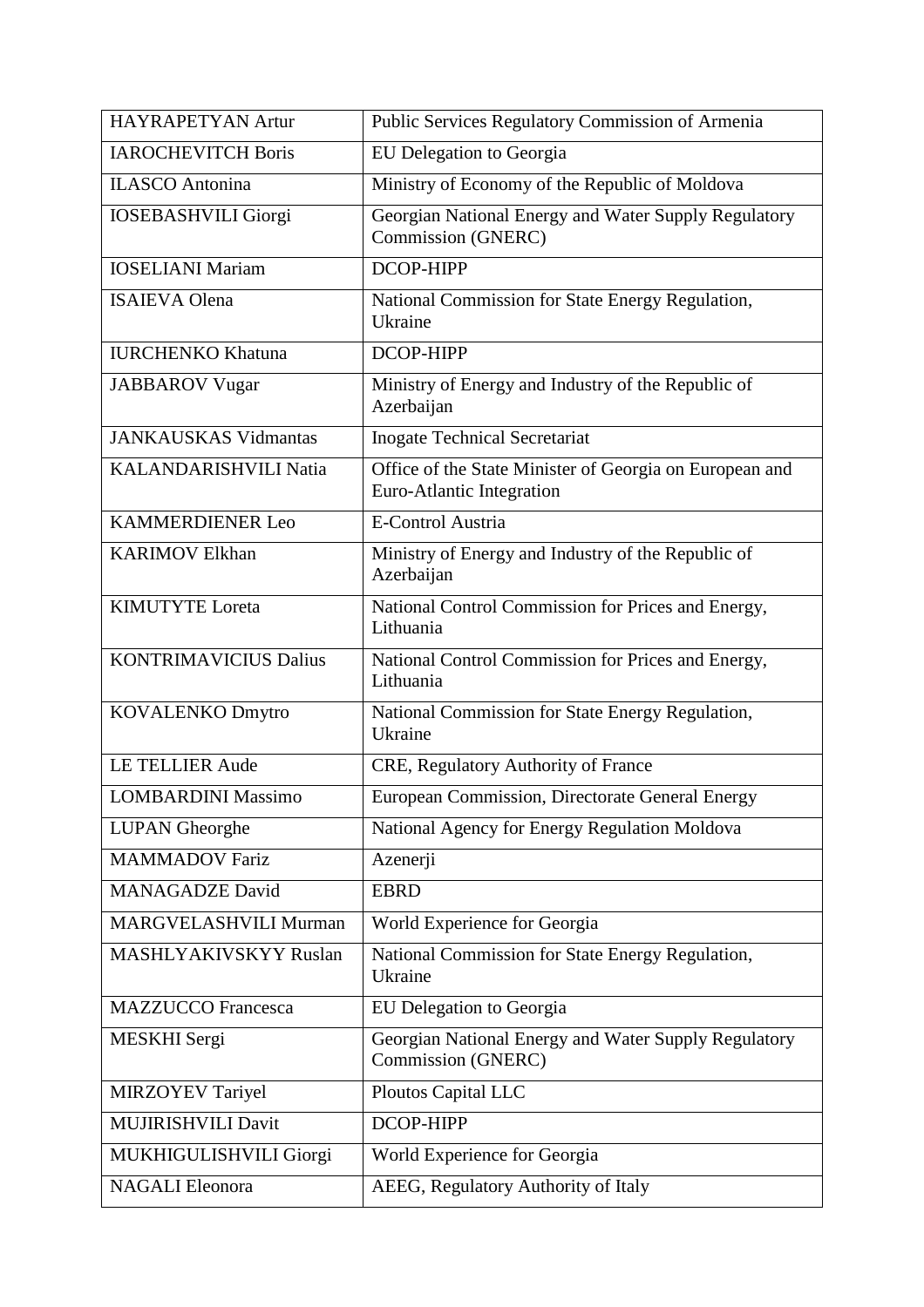| HAYRAPETYAN Artur | Public Services Regulatory Commission of Armenia |
| --- | --- |
| IAROCHEVITCH Boris | EU Delegation to Georgia |
| ILASCO Antonina | Ministry of Economy of the Republic of Moldova |
| IOSEBASHVILI Giorgi | Georgian National Energy and Water Supply Regulatory Commission (GNERC) |
| IOSELIANI Mariam | DCOP-HIPP |
| ISAIEVA Olena | National Commission for State Energy Regulation, Ukraine |
| IURCHENKO Khatuna | DCOP-HIPP |
| JABBAROV Vugar | Ministry of Energy and Industry of the Republic of Azerbaijan |
| JANKAUSKAS Vidmantas | Inogate Technical Secretariat |
| KALANDARISHVILI Natia | Office of the State Minister of Georgia on European and Euro-Atlantic Integration |
| KAMMERDIENER Leo | E-Control Austria |
| KARIMOV Elkhan | Ministry of Energy and Industry of the Republic of Azerbaijan |
| KIMUTYTE Loreta | National Control Commission for Prices and Energy, Lithuania |
| KONTRIMAVICIUS Dalius | National Control Commission for Prices and Energy, Lithuania |
| KOVALENKO Dmytro | National Commission for State Energy Regulation, Ukraine |
| LE TELLIER Aude | CRE, Regulatory Authority of France |
| LOMBARDINI Massimo | European Commission, Directorate General Energy |
| LUPAN Gheorghe | National Agency for Energy Regulation Moldova |
| MAMMADOV Fariz | Azenerji |
| MANAGADZE David | EBRD |
| MARGVELASHVILI Murman | World Experience for Georgia |
| MASHLYAKIVSKYY Ruslan | National Commission for State Energy Regulation, Ukraine |
| MAZZUCCO Francesca | EU Delegation to Georgia |
| MESKHI Sergi | Georgian National Energy and Water Supply Regulatory Commission (GNERC) |
| MIRZOYEV Tariyel | Ploutos Capital LLC |
| MUJIRISHVILI Davit | DCOP-HIPP |
| MUKHIGULISHVILI Giorgi | World Experience for Georgia |
| NAGALI Eleonora | AEEG, Regulatory Authority of Italy |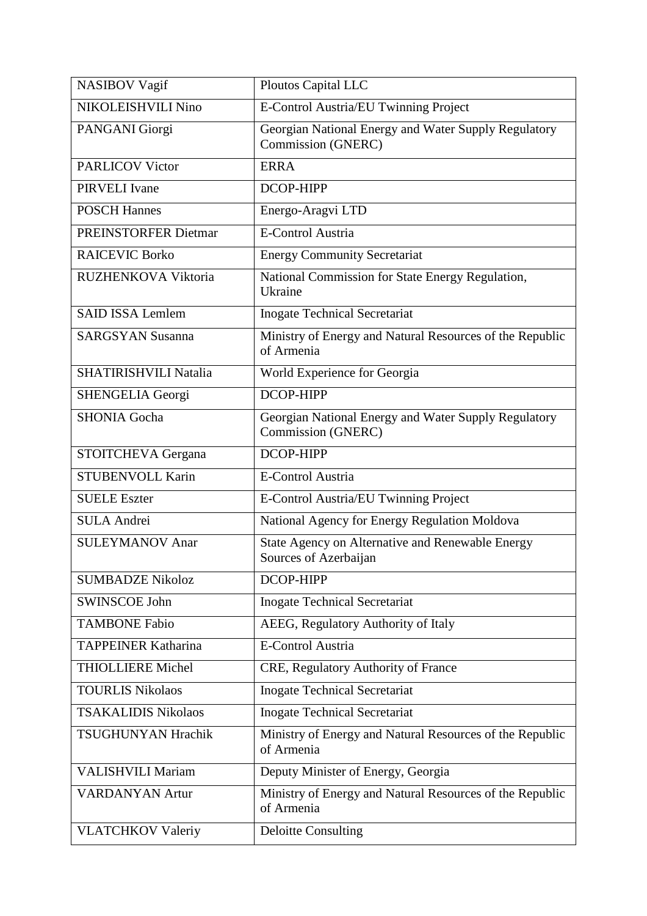| | |
|---|---|
| NASIBOV Vagif | Ploutos Capital LLC |
| NIKOLEISHVILI Nino | E-Control Austria/EU Twinning Project |
| PANGANI Giorgi | Georgian National Energy and Water Supply Regulatory Commission (GNERC) |
| PARLICOV Victor | ERRA |
| PIRVELI Ivane | DCOP-HIPP |
| POSCH Hannes | Energo-Aragvi LTD |
| PREINSTORFER Dietmar | E-Control Austria |
| RAICEVIC Borko | Energy Community Secretariat |
| RUZHENKOVA Viktoria | National Commission for State Energy Regulation, Ukraine |
| SAID ISSA Lemlem | Inogate Technical Secretariat |
| SARGSYAN Susanna | Ministry of Energy and Natural Resources of the Republic of Armenia |
| SHATIRISHVILI Natalia | World Experience for Georgia |
| SHENGELIA Georgi | DCOP-HIPP |
| SHONIA Gocha | Georgian National Energy and Water Supply Regulatory Commission (GNERC) |
| STOITCHEVA Gergana | DCOP-HIPP |
| STUBENVOLL Karin | E-Control Austria |
| SUELE Eszter | E-Control Austria/EU Twinning Project |
| SULA Andrei | National Agency for Energy Regulation Moldova |
| SULEYMANOV Anar | State Agency on Alternative and Renewable Energy Sources of Azerbaijan |
| SUMBADZE Nikoloz | DCOP-HIPP |
| SWINSCOE John | Inogate Technical Secretariat |
| TAMBONE Fabio | AEEG, Regulatory Authority of Italy |
| TAPPEINER Katharina | E-Control Austria |
| THIOLLIERE Michel | CRE, Regulatory Authority of France |
| TOURLIS Nikolaos | Inogate Technical Secretariat |
| TSAKALIDIS Nikolaos | Inogate Technical Secretariat |
| TSUGHUNYAN Hrachik | Ministry of Energy and Natural Resources of the Republic of Armenia |
| VALISHVILI Mariam | Deputy Minister of Energy, Georgia |
| VARDANYAN Artur | Ministry of Energy and Natural Resources of the Republic of Armenia |
| VLATCHKOV Valeriy | Deloitte Consulting |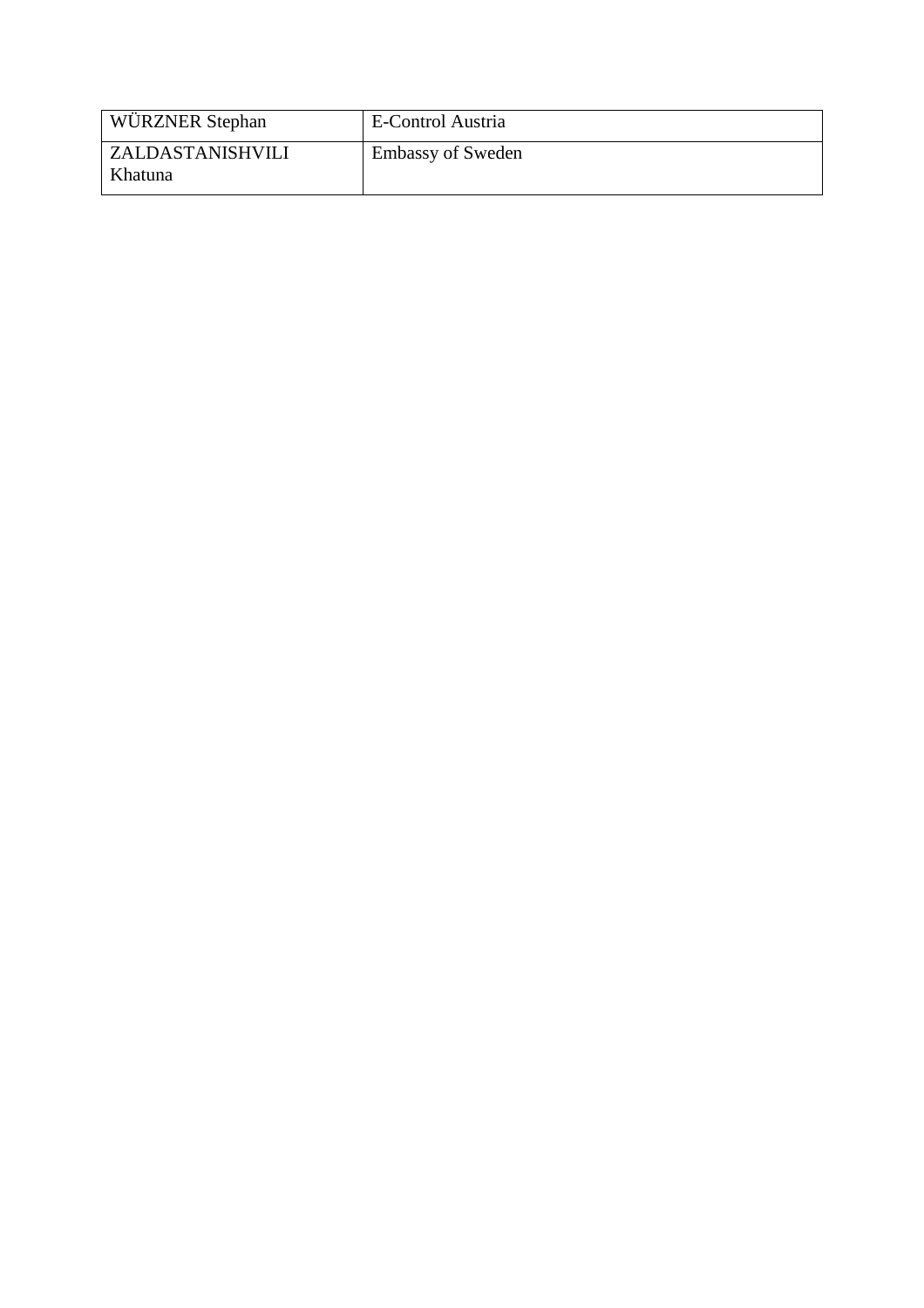| | |
|---|---|
| WÜRZNER Stephan | E-Control Austria |
| ZALDASTANISHVILI Khatuna | Embassy of Sweden |